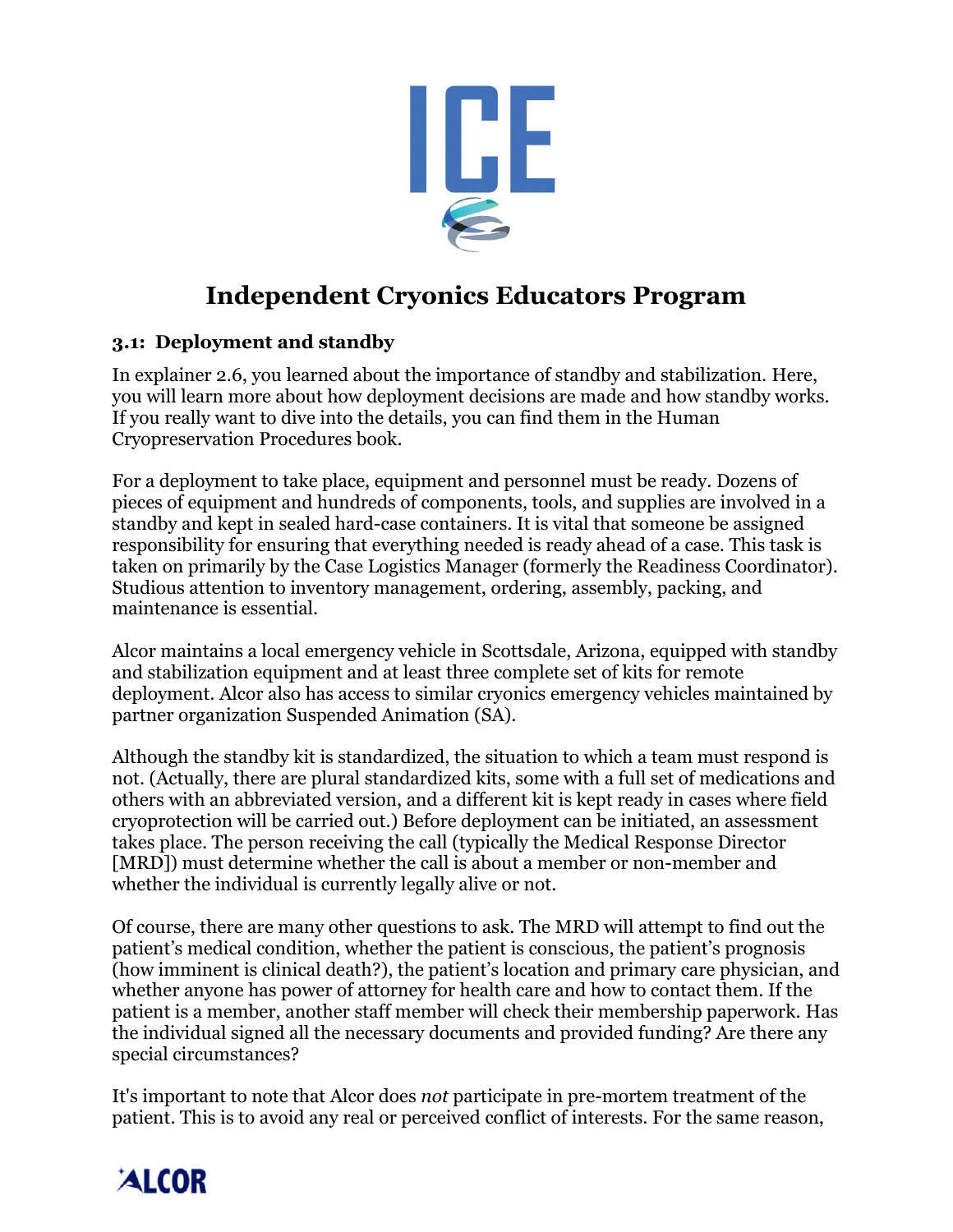# Independent Cryonics Educators Program

### 3.1: Deployment and standby

In explainer 2.6, you learned about the importance of standby and stabilization. Here, you will learn more about how deployment decisions are made and how standby works. If you really want to dive into the details, you can find them in the Human Cryopreservation Procedures book.

For a deployment to take place, equipment and personnel must be ready. Dozens of pieces of equipment and hundreds of components, tools, and supplies are involved in a standby and kept in sealed hard-case containers. It is vital that someone be assigned responsibility for ensuring that everything needed is ready ahead of a case. This task is taken on primarily by the Case Logistics Manager (formerly the Readiness Coordinator). Studious attention to inventory management, ordering, assembly, packing, and maintenance is essential.

Alcor maintains a local emergency vehicle in Scottsdale, Arizona, equipped with standby and stabilization equipment and at least three complete set of kits for remote deployment. Alcor also has access to similar cryonics emergency vehicles maintained by partner organization Suspended Animation (SA).

Although the standby kit is standardized, the situation to which a team must respond is not. (Actually, there are plural standardized kits, some with a full set of medications and others with an abbreviated version, and a different kit is kept ready in cases where field cryoprotection will be carried out.) Before deployment can be initiated, an assessment takes place. The person receiving the call (typically the Medical Response Director [MRD]) must determine whether the call is about a member or non-member and whether the individual is currently legally alive or not.

Of course, there are many other questions to ask. The MRD will attempt to find out the patient's medical condition, whether the patient is conscious, the patient's prognosis (how imminent is clinical death?), the patient's location and primary care physician, and whether anyone has power of attorney for health care and how to contact them. If the patient is a member, another staff member will check their membership paperwork. Has the individual signed all the necessary documents and provided funding? Are there any special circumstances?

It's important to note that Alcor does *not* participate in pre-mortem treatment of the patient. This is to avoid any real or perceived conflict of interests. For the same reason,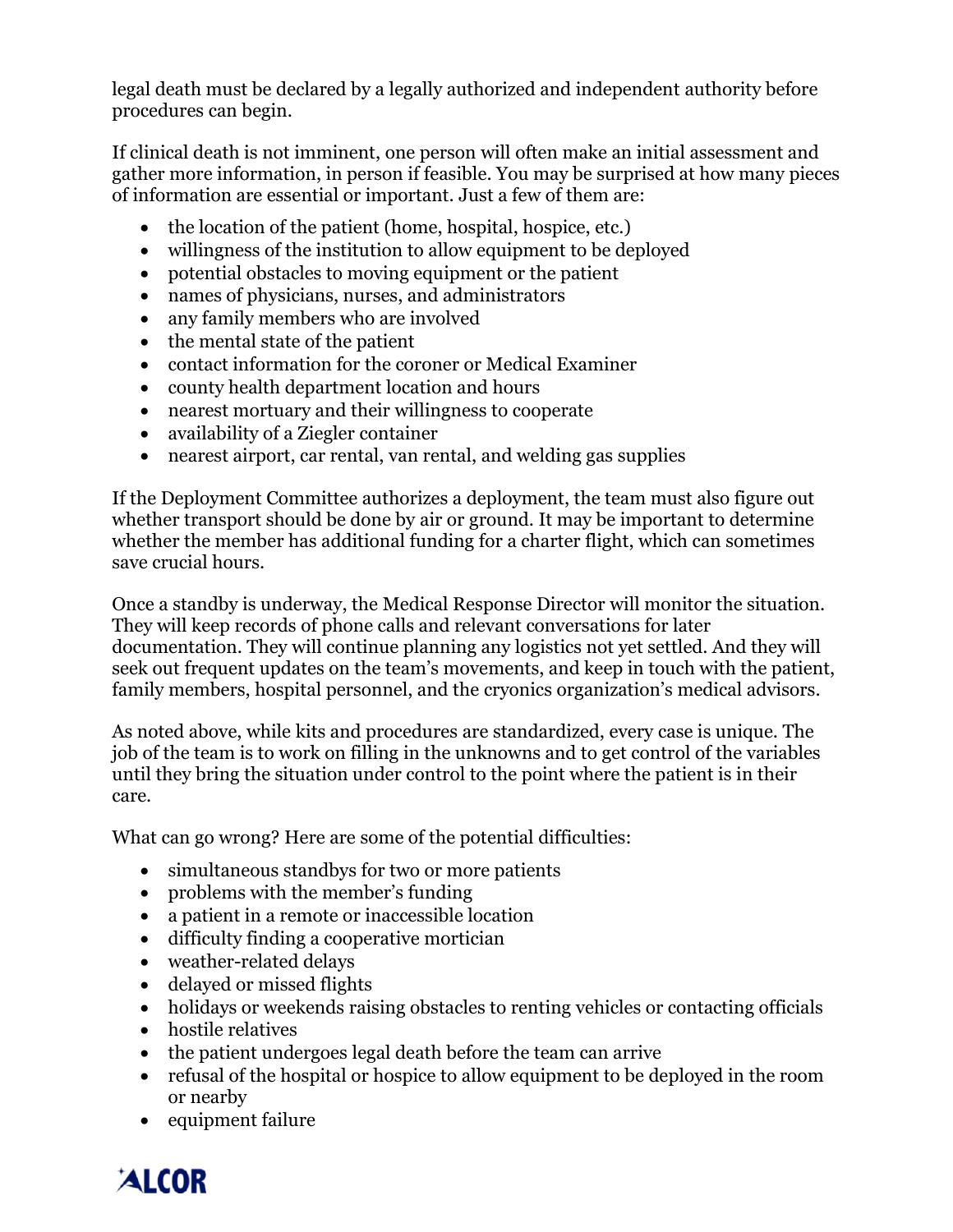legal death must be declared by a legally authorized and independent authority before procedures can begin.

If clinical death is not imminent, one person will often make an initial assessment and gather more information, in person if feasible. You may be surprised at how many pieces of information are essential or important. Just a few of them are:

- the location of the patient (home, hospital, hospice, etc.)
- willingness of the institution to allow equipment to be deployed
- potential obstacles to moving equipment or the patient
- names of physicians, nurses, and administrators
- any family members who are involved
- the mental state of the patient
- contact information for the coroner or Medical Examiner
- county health department location and hours
- nearest mortuary and their willingness to cooperate
- availability of a Ziegler container
- nearest airport, car rental, van rental, and welding gas supplies

If the Deployment Committee authorizes a deployment, the team must also figure out whether transport should be done by air or ground. It may be important to determine whether the member has additional funding for a charter flight, which can sometimes save crucial hours.

Once a standby is underway, the Medical Response Director will monitor the situation. They will keep records of phone calls and relevant conversations for later documentation. They will continue planning any logistics not yet settled. And they will seek out frequent updates on the team's movements, and keep in touch with the patient, family members, hospital personnel, and the cryonics organization's medical advisors.

As noted above, while kits and procedures are standardized, every case is unique. The job of the team is to work on filling in the unknowns and to get control of the variables until they bring the situation under control to the point where the patient is in their care.

What can go wrong? Here are some of the potential difficulties:

- simultaneous standbys for two or more patients
- problems with the member's funding
- a patient in a remote or inaccessible location
- difficulty finding a cooperative mortician
- weather-related delays
- delayed or missed flights
- holidays or weekends raising obstacles to renting vehicles or contacting officials
- hostile relatives
- the patient undergoes legal death before the team can arrive
- refusal of the hospital or hospice to allow equipment to be deployed in the room or nearby
- equipment failure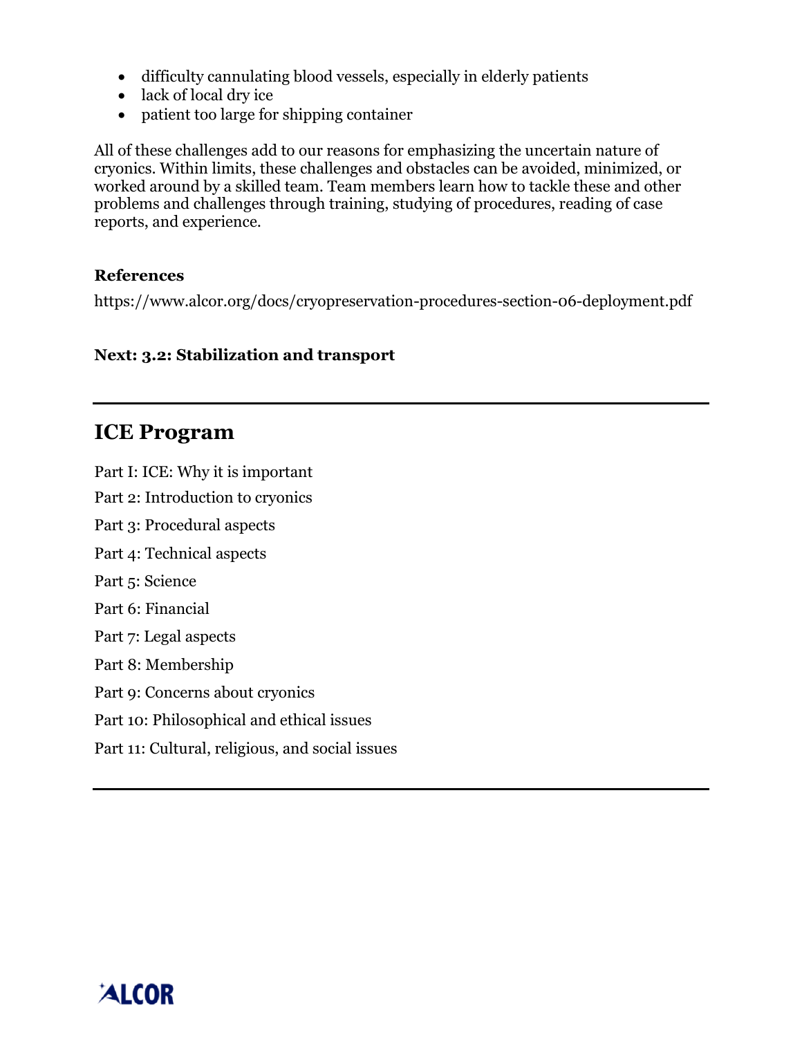- difficulty cannulating blood vessels, especially in elderly patients
- lack of local dry ice
- patient too large for shipping container

All of these challenges add to our reasons for emphasizing the uncertain nature of cryonics. Within limits, these challenges and obstacles can be avoided, minimized, or worked around by a skilled team. Team members learn how to tackle these and other problems and challenges through training, studying of procedures, reading of case reports, and experience.

**References**

https://www.alcor.org/docs/cryopreservation-procedures-section-06-deployment.pdf

**Next: 3.2: Stabilization and transport**

---

## ICE Program

Part I: ICE: Why it is important

Part 2: Introduction to cryonics

Part 3: Procedural aspects

Part 4: Technical aspects

Part 5: Science

Part 6: Financial

Part 7: Legal aspects

Part 8: Membership

Part 9: Concerns about cryonics

Part 10: Philosophical and ethical issues

Part 11: Cultural, religious, and social issues

---